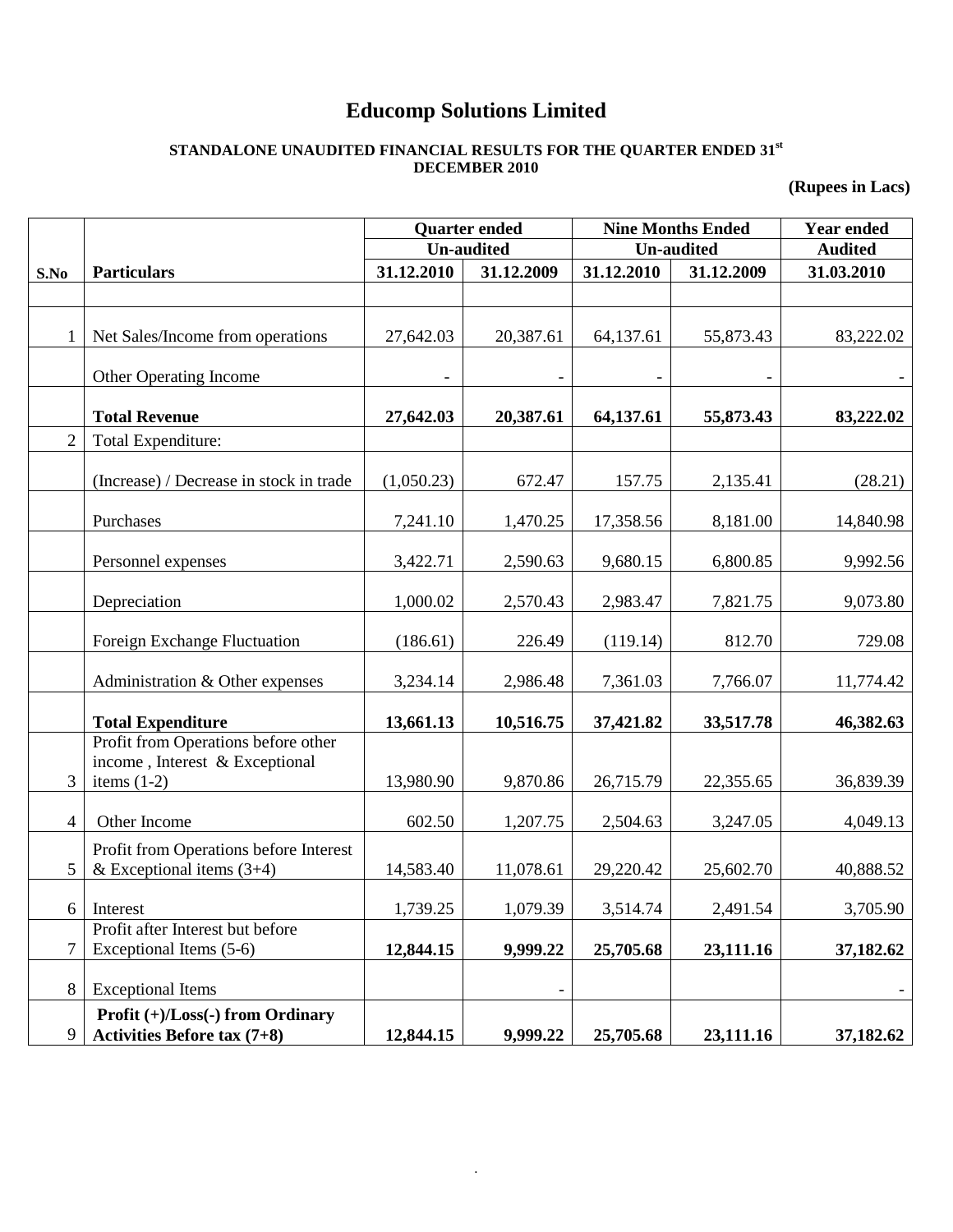# Educomp Solutions Limited

**STANDALONE UNAUDITED FINANCIAL RESULTS FOR THE QUARTER ENDED 31st DECEMBER 2010**

**(Rupees in Lacs)**

| | | **Quarter ended** | | **Nine Months Ended** | | **Year ended** |
|---|---|---|---|---|---|---|
| | | **Un-audited** | | **Un-audited** | | **Audited** |
| **S.No** | **Particulars** | **31.12.2010** | **31.12.2009** | **31.12.2010** | **31.12.2009** | **31.03.2010** |
| 1 | Net Sales/Income from operations | 27,642.03 | 20,387.61 | 64,137.61 | 55,873.43 | 83,222.02 |
| | Other Operating Income | - | - | - | - | - |
| | **Total Revenue** | **27,642.03** | **20,387.61** | **64,137.61** | **55,873.43** | **83,222.02** |
| 2 | Total Expenditure: | | | | | |
| | (Increase) / Decrease in stock in trade | (1,050.23) | 672.47 | 157.75 | 2,135.41 | (28.21) |
| | Purchases | 7,241.10 | 1,470.25 | 17,358.56 | 8,181.00 | 14,840.98 |
| | Personnel expenses | 3,422.71 | 2,590.63 | 9,680.15 | 6,800.85 | 9,992.56 |
| | Depreciation | 1,000.02 | 2,570.43 | 2,983.47 | 7,821.75 | 9,073.80 |
| | Foreign Exchange Fluctuation | (186.61) | 226.49 | (119.14) | 812.70 | 729.08 |
| | Administration & Other expenses | 3,234.14 | 2,986.48 | 7,361.03 | 7,766.07 | 11,774.42 |
| | **Total Expenditure** | **13,661.13** | **10,516.75** | **37,421.82** | **33,517.78** | **46,382.63** |
| 3 | Profit from Operations before other income , Interest & Exceptional items (1-2) | 13,980.90 | 9,870.86 | 26,715.79 | 22,355.65 | 36,839.39 |
| 4 | Other Income | 602.50 | 1,207.75 | 2,504.63 | 3,247.05 | 4,049.13 |
| 5 | Profit from Operations before Interest & Exceptional items (3+4) | 14,583.40 | 11,078.61 | 29,220.42 | 25,602.70 | 40,888.52 |
| 6 | Interest | 1,739.25 | 1,079.39 | 3,514.74 | 2,491.54 | 3,705.90 |
| 7 | Profit after Interest but before Exceptional Items (5-6) | **12,844.15** | **9,999.22** | **25,705.68** | **23,111.16** | **37,182.62** |
| 8 | Exceptional Items | | - | | | - |
| 9 | **Profit (+)/Loss(-) from Ordinary Activities Before tax (7+8)** | **12,844.15** | **9,999.22** | **25,705.68** | **23,111.16** | **37,182.62** |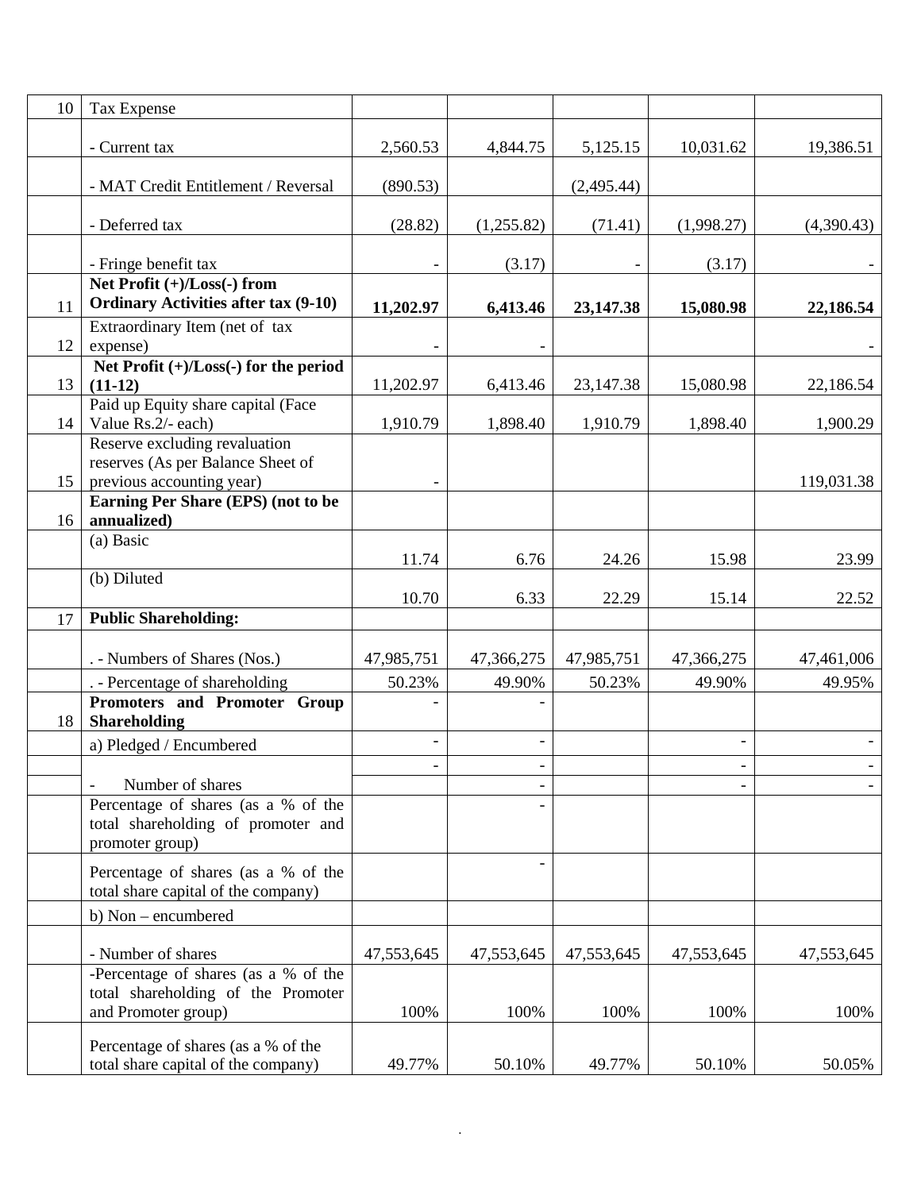| | | | | | | |
|---|---|---|---|---|---|---|
| 10 | Tax Expense | | | | | |
| | - Current tax | 2,560.53 | 4,844.75 | 5,125.15 | 10,031.62 | 19,386.51 |
| | - MAT Credit Entitlement / Reversal | (890.53) | | (2,495.44) | | |
| | - Deferred tax | (28.82) | (1,255.82) | (71.41) | (1,998.27) | (4,390.43) |
| | - Fringe benefit tax | - | (3.17) | - | (3.17) | - |
| 11 | **Net Profit (+)/Loss(-) from Ordinary Activities after tax (9-10)** | **11,202.97** | **6,413.46** | **23,147.38** | **15,080.98** | **22,186.54** |
| 12 | Extraordinary Item (net of tax expense) | - | - | | | - |
| 13 | **Net Profit (+)/Loss(-) for the period (11-12)** | 11,202.97 | 6,413.46 | 23,147.38 | 15,080.98 | 22,186.54 |
| 14 | Paid up Equity share capital (Face Value Rs.2/- each) | 1,910.79 | 1,898.40 | 1,910.79 | 1,898.40 | 1,900.29 |
| 15 | Reserve excluding revaluation reserves (As per Balance Sheet of previous accounting year) | - | | | | 119,031.38 |
| 16 | **Earning Per Share (EPS) (not to be annualized)** | | | | | |
| | (a) Basic | 11.74 | 6.76 | 24.26 | 15.98 | 23.99 |
| | (b) Diluted | 10.70 | 6.33 | 22.29 | 15.14 | 22.52 |
| 17 | **Public Shareholding:** | | | | | |
| | . - Numbers of Shares (Nos.) | 47,985,751 | 47,366,275 | 47,985,751 | 47,366,275 | 47,461,006 |
| | . - Percentage of shareholding | 50.23% | 49.90% | 50.23% | 49.90% | 49.95% |
| 18 | **Promoters and Promoter Group Shareholding** | - | - | | | |
| | a) Pledged / Encumbered | - | - | | - | - |
| | | - | - | | - | - |
| | - Number of shares | | - | | - | - |
| | Percentage of shares (as a % of the total shareholding of promoter and promoter group) | | - | | | |
| | Percentage of shares (as a % of the total share capital of the company) | | - | | | |
| | b) Non – encumbered | | | | | |
| | - Number of shares | 47,553,645 | 47,553,645 | 47,553,645 | 47,553,645 | 47,553,645 |
| | -Percentage of shares (as a % of the total shareholding of the Promoter and Promoter group) | 100% | 100% | 100% | 100% | 100% |
| | Percentage of shares (as a % of the total share capital of the company) | 49.77% | 50.10% | 49.77% | 50.10% | 50.05% |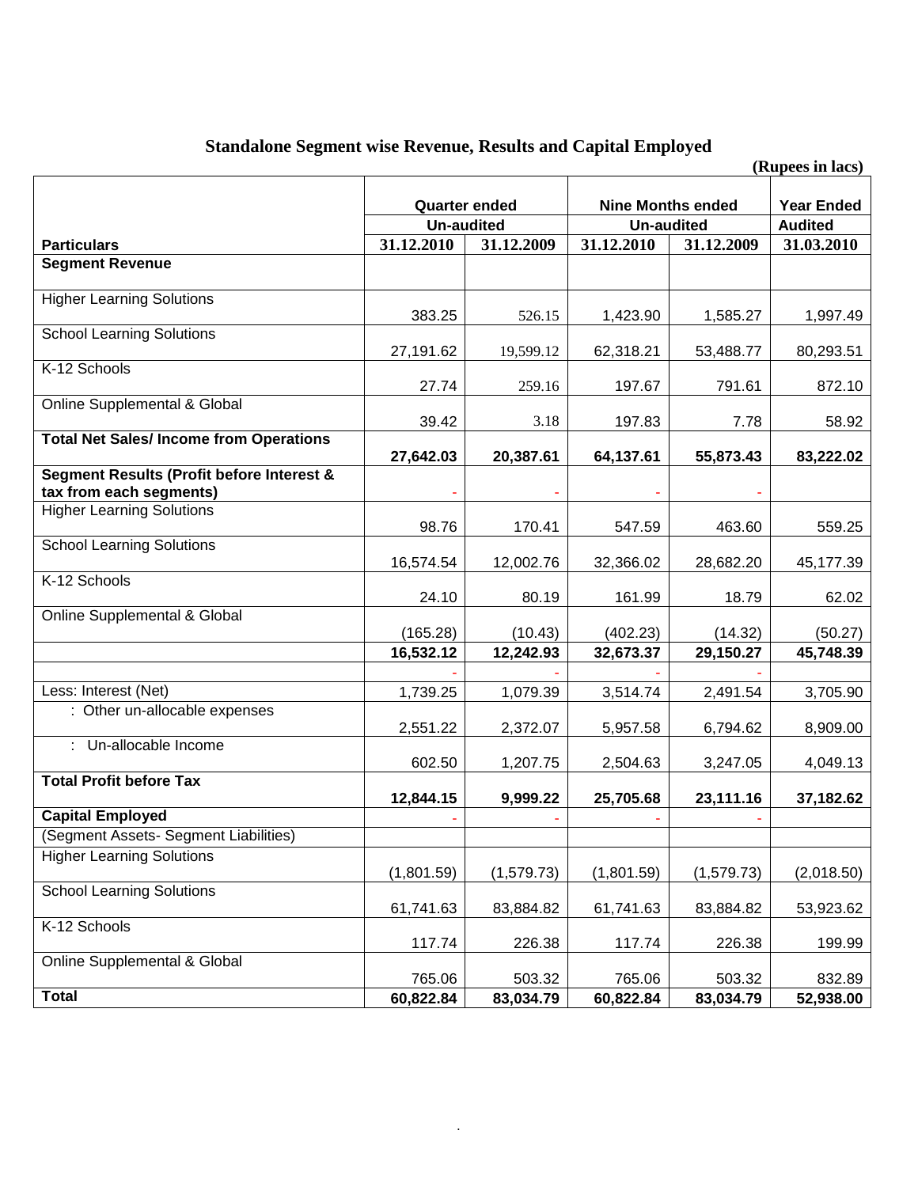## Standalone Segment wise Revenue, Results and Capital Employed

(Rupees in lacs)

| Particulars | Quarter ended | | Nine Months ended | | Year Ended |
|---|---|---|---|---|---|
| | Un-audited | | Un-audited | | Audited |
| | 31.12.2010 | 31.12.2009 | 31.12.2010 | 31.12.2009 | 31.03.2010 |
| **Segment Revenue** | | | | | |
| Higher Learning Solutions | 383.25 | 526.15 | 1,423.90 | 1,585.27 | 1,997.49 |
| School Learning Solutions | 27,191.62 | 19,599.12 | 62,318.21 | 53,488.77 | 80,293.51 |
| K-12 Schools | 27.74 | 259.16 | 197.67 | 791.61 | 872.10 |
| Online Supplemental & Global | 39.42 | 3.18 | 197.83 | 7.78 | 58.92 |
| **Total Net Sales/ Income from Operations** | **27,642.03** | **20,387.61** | **64,137.61** | **55,873.43** | **83,222.02** |
| **Segment Results (Profit before Interest & tax from each segments)** | - | - | - | - | |
| Higher Learning Solutions | 98.76 | 170.41 | 547.59 | 463.60 | 559.25 |
| School Learning Solutions | 16,574.54 | 12,002.76 | 32,366.02 | 28,682.20 | 45,177.39 |
| K-12 Schools | 24.10 | 80.19 | 161.99 | 18.79 | 62.02 |
| Online Supplemental & Global | (165.28) | (10.43) | (402.23) | (14.32) | (50.27) |
| | **16,532.12** | **12,242.93** | **32,673.37** | **29,150.27** | **45,748.39** |
| | - | - | - | - | |
| Less: Interest (Net) | 1,739.25 | 1,079.39 | 3,514.74 | 2,491.54 | 3,705.90 |
| : Other un-allocable expenses | 2,551.22 | 2,372.07 | 5,957.58 | 6,794.62 | 8,909.00 |
| : Un-allocable Income | 602.50 | 1,207.75 | 2,504.63 | 3,247.05 | 4,049.13 |
| **Total Profit before Tax** | **12,844.15** | **9,999.22** | **25,705.68** | **23,111.16** | **37,182.62** |
| **Capital Employed** | - | - | - | - | |
| (Segment Assets- Segment Liabilities) | | | | | |
| Higher Learning Solutions | (1,801.59) | (1,579.73) | (1,801.59) | (1,579.73) | (2,018.50) |
| School Learning Solutions | 61,741.63 | 83,884.82 | 61,741.63 | 83,884.82 | 53,923.62 |
| K-12 Schools | 117.74 | 226.38 | 117.74 | 226.38 | 199.99 |
| Online Supplemental & Global | 765.06 | 503.32 | 765.06 | 503.32 | 832.89 |
| **Total** | **60,822.84** | **83,034.79** | **60,822.84** | **83,034.79** | **52,938.00** |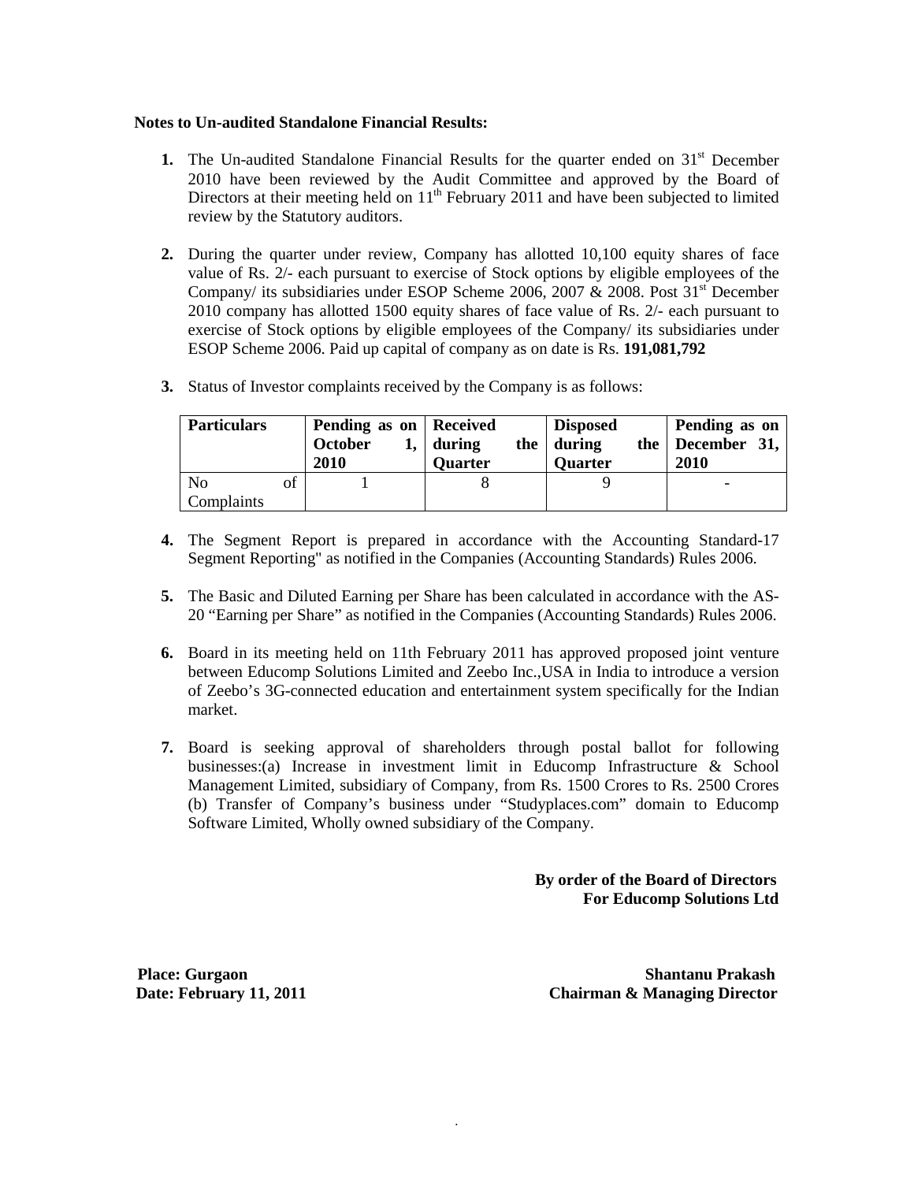**Notes to Un-audited Standalone Financial Results:**

1. The Un-audited Standalone Financial Results for the quarter ended on 31st December 2010 have been reviewed by the Audit Committee and approved by the Board of Directors at their meeting held on 11th February 2011 and have been subjected to limited review by the Statutory auditors.

2. During the quarter under review, Company has allotted 10,100 equity shares of face value of Rs. 2/- each pursuant to exercise of Stock options by eligible employees of the Company/ its subsidiaries under ESOP Scheme 2006, 2007 & 2008. Post 31st December 2010 company has allotted 1500 equity shares of face value of Rs. 2/- each pursuant to exercise of Stock options by eligible employees of the Company/ its subsidiaries under ESOP Scheme 2006. Paid up capital of company as on date is Rs. **191,081,792**

3. Status of Investor complaints received by the Company is as follows:

| Particulars | Pending as on October 1, 2010 | Received during the Quarter | Disposed during the Quarter | Pending as on December 31, 2010 |
|---|---|---|---|---|
| No of Complaints | 1 | 8 | 9 | - |

4. The Segment Report is prepared in accordance with the Accounting Standard-17 Segment Reporting" as notified in the Companies (Accounting Standards) Rules 2006.

5. The Basic and Diluted Earning per Share has been calculated in accordance with the AS-20 "Earning per Share" as notified in the Companies (Accounting Standards) Rules 2006.

6. Board in its meeting held on 11th February 2011 has approved proposed joint venture between Educomp Solutions Limited and Zeebo Inc.,USA in India to introduce a version of Zeebo's 3G-connected education and entertainment system specifically for the Indian market.

7. Board is seeking approval of shareholders through postal ballot for following businesses:(a) Increase in investment limit in Educomp Infrastructure & School Management Limited, subsidiary of Company, from Rs. 1500 Crores to Rs. 2500 Crores (b) Transfer of Company's business under "Studyplaces.com" domain to Educomp Software Limited, Wholly owned subsidiary of the Company.

**By order of the Board of Directors**
**For Educomp Solutions Ltd**

**Place: Gurgaon**
**Date: February 11, 2011**

**Shantanu Prakash**
**Chairman & Managing Director**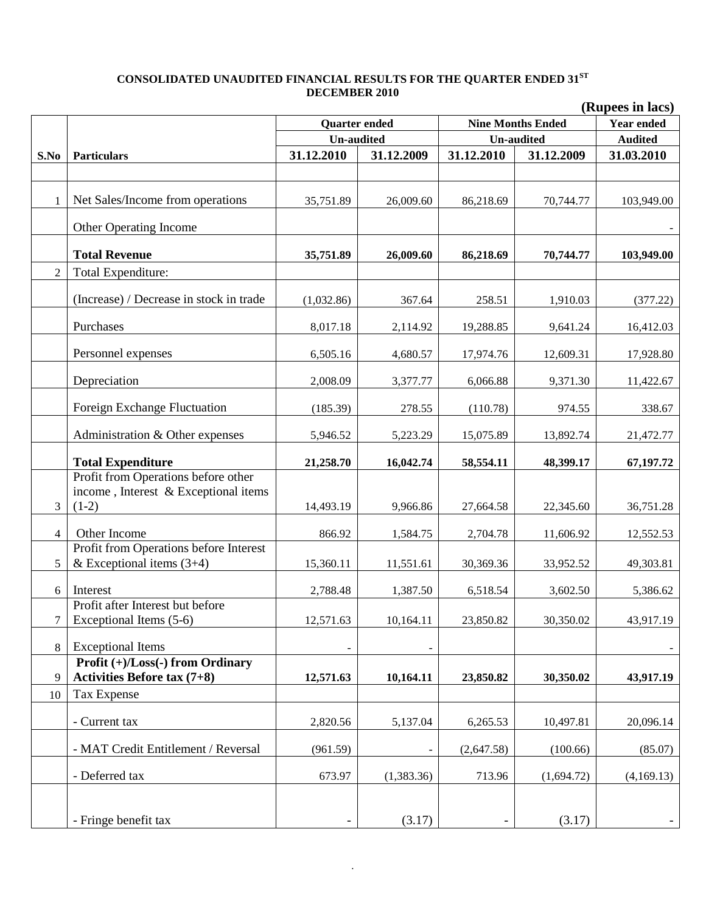### CONSOLIDATED UNAUDITED FINANCIAL RESULTS FOR THE QUARTER ENDED 31ST DECEMBER 2010

**(Rupees in lacs)**

| | | Quarter ended | | Nine Months Ended | | Year ended |
|---|---|---|---|---|---|---|
| | | Un-audited | | Un-audited | | Audited |
| **S.No** | **Particulars** | **31.12.2010** | **31.12.2009** | **31.12.2010** | **31.12.2009** | **31.03.2010** |
| | | | | | | |
| 1 | Net Sales/Income from operations | 35,751.89 | 26,009.60 | 86,218.69 | 70,744.77 | 103,949.00 |
| | Other Operating Income | | | | | - |
| | **Total Revenue** | **35,751.89** | **26,009.60** | **86,218.69** | **70,744.77** | **103,949.00** |
| 2 | Total Expenditure: | | | | | |
| | (Increase) / Decrease in stock in trade | (1,032.86) | 367.64 | 258.51 | 1,910.03 | (377.22) |
| | Purchases | 8,017.18 | 2,114.92 | 19,288.85 | 9,641.24 | 16,412.03 |
| | Personnel expenses | 6,505.16 | 4,680.57 | 17,974.76 | 12,609.31 | 17,928.80 |
| | Depreciation | 2,008.09 | 3,377.77 | 6,066.88 | 9,371.30 | 11,422.67 |
| | Foreign Exchange Fluctuation | (185.39) | 278.55 | (110.78) | 974.55 | 338.67 |
| | Administration & Other expenses | 5,946.52 | 5,223.29 | 15,075.89 | 13,892.74 | 21,472.77 |
| | **Total Expenditure** | **21,258.70** | **16,042.74** | **58,554.11** | **48,399.17** | **67,197.72** |
| 3 | Profit from Operations before other income , Interest & Exceptional items (1-2) | 14,493.19 | 9,966.86 | 27,664.58 | 22,345.60 | 36,751.28 |
| 4 | Other Income | 866.92 | 1,584.75 | 2,704.78 | 11,606.92 | 12,552.53 |
| 5 | Profit from Operations before Interest & Exceptional items (3+4) | 15,360.11 | 11,551.61 | 30,369.36 | 33,952.52 | 49,303.81 |
| 6 | Interest | 2,788.48 | 1,387.50 | 6,518.54 | 3,602.50 | 5,386.62 |
| 7 | Profit after Interest but before Exceptional Items (5-6) | 12,571.63 | 10,164.11 | 23,850.82 | 30,350.02 | 43,917.19 |
| 8 | Exceptional Items | - | - | | | - |
| 9 | **Profit (+)/Loss(-) from Ordinary Activities Before tax (7+8)** | **12,571.63** | **10,164.11** | **23,850.82** | **30,350.02** | **43,917.19** |
| 10 | Tax Expense | | | | | |
| | - Current tax | 2,820.56 | 5,137.04 | 6,265.53 | 10,497.81 | 20,096.14 |
| | - MAT Credit Entitlement / Reversal | (961.59) | - | (2,647.58) | (100.66) | (85.07) |
| | - Deferred tax | 673.97 | (1,383.36) | 713.96 | (1,694.72) | (4,169.13) |
| | - Fringe benefit tax | - | (3.17) | - | (3.17) | - |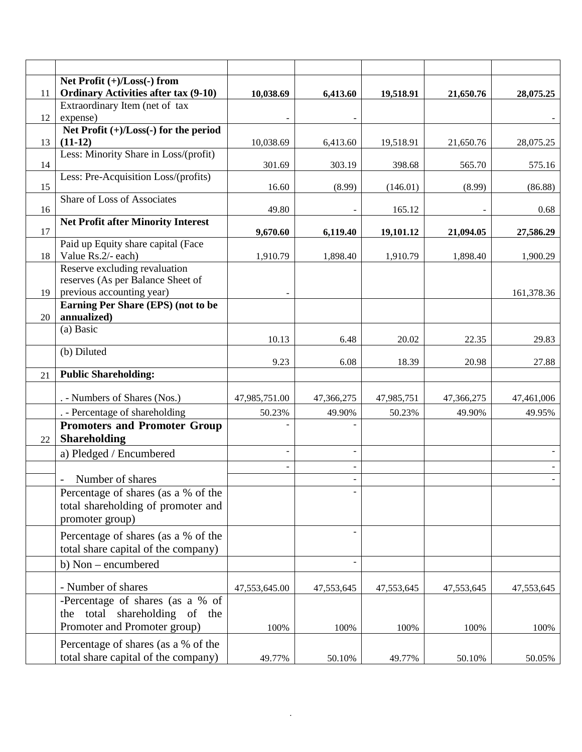| | | | | | | |
|---|---|---|---|---|---|---|
| 11 | **Net Profit (+)/Loss(-) from Ordinary Activities after tax (9-10)** | **10,038.69** | **6,413.60** | **19,518.91** | **21,650.76** | **28,075.25** |
| 12 | Extraordinary Item (net of tax expense) | - | - | | | - |
| 13 | **Net Profit (+)/Loss(-) for the period (11-12)** | 10,038.69 | 6,413.60 | 19,518.91 | 21,650.76 | 28,075.25 |
| 14 | Less: Minority Share in Loss/(profit) | 301.69 | 303.19 | 398.68 | 565.70 | 575.16 |
| 15 | Less: Pre-Acquisition Loss/(profits) | 16.60 | (8.99) | (146.01) | (8.99) | (86.88) |
| 16 | Share of Loss of Associates | 49.80 | - | 165.12 | - | 0.68 |
| 17 | **Net Profit after Minority Interest** | **9,670.60** | **6,119.40** | **19,101.12** | **21,094.05** | **27,586.29** |
| 18 | Paid up Equity share capital (Face Value Rs.2/- each) | 1,910.79 | 1,898.40 | 1,910.79 | 1,898.40 | 1,900.29 |
| 19 | Reserve excluding revaluation reserves (As per Balance Sheet of previous accounting year) | - | | | | 161,378.36 |
| 20 | **Earning Per Share (EPS) (not to be annualized)** | | | | | |
| | (a) Basic | 10.13 | 6.48 | 20.02 | 22.35 | 29.83 |
| | (b) Diluted | 9.23 | 6.08 | 18.39 | 20.98 | 27.88 |
| 21 | **Public Shareholding:** | | | | | |
| | . - Numbers of Shares (Nos.) | 47,985,751.00 | 47,366,275 | 47,985,751 | 47,366,275 | 47,461,006 |
| | . - Percentage of shareholding | 50.23% | 49.90% | 50.23% | 49.90% | 49.95% |
| 22 | **Promoters and Promoter Group Shareholding** | - | - | | | |
| | a) Pledged / Encumbered | - | - | | | - |
| | | - | - | | | - |
| | - Number of shares | | - | | | - |
| | Percentage of shares (as a % of the total shareholding of promoter and promoter group) | | - | | | |
| | Percentage of shares (as a % of the total share capital of the company) | | - | | | |
| | b) Non – encumbered | | - | | | |
| | - Number of shares | 47,553,645.00 | 47,553,645 | 47,553,645 | 47,553,645 | 47,553,645 |
| | -Percentage of shares (as a % of the total shareholding of the Promoter and Promoter group) | 100% | 100% | 100% | 100% | 100% |
| | Percentage of shares (as a % of the total share capital of the company) | 49.77% | 50.10% | 49.77% | 50.10% | 50.05% |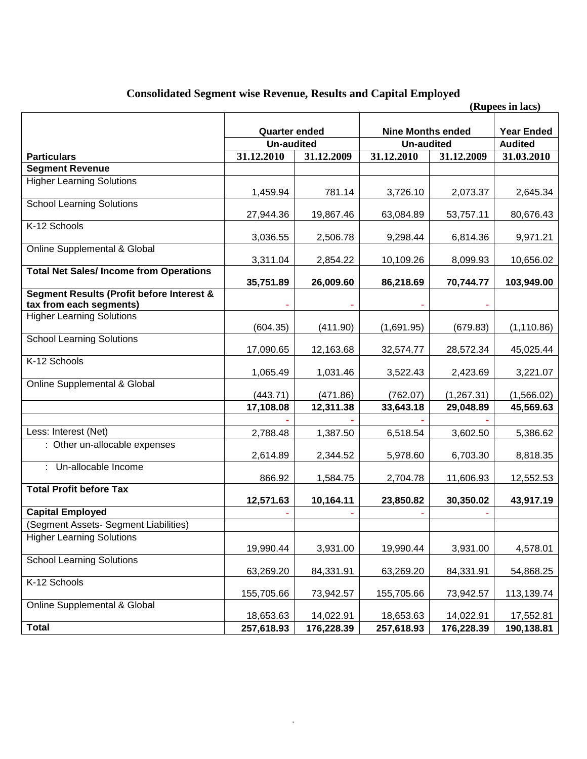## Consolidated Segment wise Revenue, Results and Capital Employed

(Rupees in lacs)

| Particulars | Quarter ended | | Nine Months ended | | Year Ended |
|---|---|---|---|---|---|
| | Un-audited | | Un-audited | | Audited |
| | 31.12.2010 | 31.12.2009 | 31.12.2010 | 31.12.2009 | 31.03.2010 |
| **Segment Revenue** | | | | | |
| Higher Learning Solutions | 1,459.94 | 781.14 | 3,726.10 | 2,073.37 | 2,645.34 |
| School Learning Solutions | 27,944.36 | 19,867.46 | 63,084.89 | 53,757.11 | 80,676.43 |
| K-12 Schools | 3,036.55 | 2,506.78 | 9,298.44 | 6,814.36 | 9,971.21 |
| Online Supplemental & Global | 3,311.04 | 2,854.22 | 10,109.26 | 8,099.93 | 10,656.02 |
| **Total Net Sales/ Income from Operations** | **35,751.89** | **26,009.60** | **86,218.69** | **70,744.77** | **103,949.00** |
| **Segment Results (Profit before Interest & tax from each segments)** | - | - | - | - | |
| Higher Learning Solutions | (604.35) | (411.90) | (1,691.95) | (679.83) | (1,110.86) |
| School Learning Solutions | 17,090.65 | 12,163.68 | 32,574.77 | 28,572.34 | 45,025.44 |
| K-12 Schools | 1,065.49 | 1,031.46 | 3,522.43 | 2,423.69 | 3,221.07 |
| Online Supplemental & Global | (443.71) | (471.86) | (762.07) | (1,267.31) | (1,566.02) |
| | **17,108.08** | **12,311.38** | **33,643.18** | **29,048.89** | **45,569.63** |
| | - | - | - | - | |
| Less: Interest (Net) | 2,788.48 | 1,387.50 | 6,518.54 | 3,602.50 | 5,386.62 |
| : Other un-allocable expenses | 2,614.89 | 2,344.52 | 5,978.60 | 6,703.30 | 8,818.35 |
| : Un-allocable Income | 866.92 | 1,584.75 | 2,704.78 | 11,606.93 | 12,552.53 |
| **Total Profit before Tax** | **12,571.63** | **10,164.11** | **23,850.82** | **30,350.02** | **43,917.19** |
| **Capital Employed** | - | - | - | - | |
| (Segment Assets- Segment Liabilities) | | | | | |
| Higher Learning Solutions | 19,990.44 | 3,931.00 | 19,990.44 | 3,931.00 | 4,578.01 |
| School Learning Solutions | 63,269.20 | 84,331.91 | 63,269.20 | 84,331.91 | 54,868.25 |
| K-12 Schools | 155,705.66 | 73,942.57 | 155,705.66 | 73,942.57 | 113,139.74 |
| Online Supplemental & Global | 18,653.63 | 14,022.91 | 18,653.63 | 14,022.91 | 17,552.81 |
| **Total** | **257,618.93** | **176,228.39** | **257,618.93** | **176,228.39** | **190,138.81** |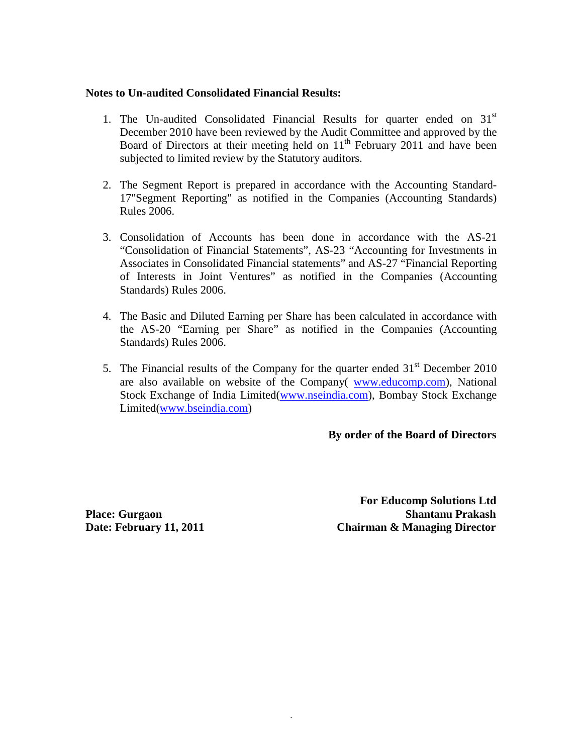**Notes to Un-audited Consolidated Financial Results:**

1. The Un-audited Consolidated Financial Results for quarter ended on 31st December 2010 have been reviewed by the Audit Committee and approved by the Board of Directors at their meeting held on 11th February 2011 and have been subjected to limited review by the Statutory auditors.

2. The Segment Report is prepared in accordance with the Accounting Standard-17"Segment Reporting" as notified in the Companies (Accounting Standards) Rules 2006.

3. Consolidation of Accounts has been done in accordance with the AS-21 “Consolidation of Financial Statements”, AS-23 “Accounting for Investments in Associates in Consolidated Financial statements” and AS-27 “Financial Reporting of Interests in Joint Ventures” as notified in the Companies (Accounting Standards) Rules 2006.

4. The Basic and Diluted Earning per Share has been calculated in accordance with the AS-20 “Earning per Share” as notified in the Companies (Accounting Standards) Rules 2006.

5. The Financial results of the Company for the quarter ended 31st December 2010 are also available on website of the Company( www.educomp.com), National Stock Exchange of India Limited(www.nseindia.com), Bombay Stock Exchange Limited(www.bseindia.com)

**By order of the Board of Directors**

**For Educomp Solutions Ltd**
**Shantanu Prakash**
**Chairman & Managing Director**

**Place: Gurgaon**
**Date: February 11, 2011**